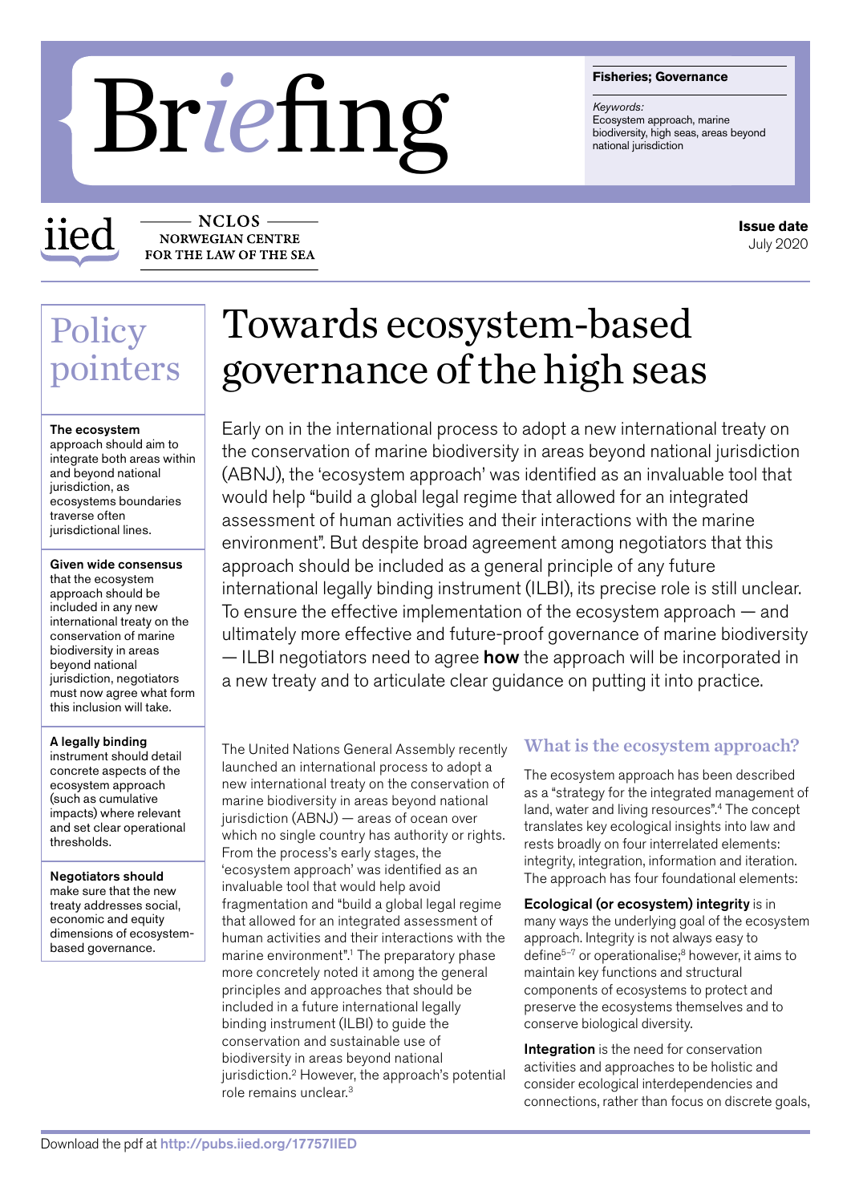# Briefing

**Fisheries; Governance**

*Keywords:*
Ecosystem approach, marine biodiversity, high seas, areas beyond national jurisdiction

iied

NCLOS NORWEGIAN CENTRE FOR THE LAW OF THE SEA

**Issue date**
July 2020

## Policy pointers

**The ecosystem** approach should aim to integrate both areas within and beyond national jurisdiction, as ecosystems boundaries traverse often jurisdictional lines.

**Given wide consensus** that the ecosystem approach should be included in any new international treaty on the conservation of marine biodiversity in areas beyond national jurisdiction, negotiators must now agree what form this inclusion will take.

**A legally binding** instrument should detail concrete aspects of the ecosystem approach (such as cumulative impacts) where relevant and set clear operational thresholds.

**Negotiators should** make sure that the new treaty addresses social, economic and equity dimensions of ecosystem-based governance.

# Towards ecosystem-based governance of the high seas

Early on in the international process to adopt a new international treaty on the conservation of marine biodiversity in areas beyond national jurisdiction (ABNJ), the 'ecosystem approach' was identified as an invaluable tool that would help "build a global legal regime that allowed for an integrated assessment of human activities and their interactions with the marine environment". But despite broad agreement among negotiators that this approach should be included as a general principle of any future international legally binding instrument (ILBI), its precise role is still unclear. To ensure the effective implementation of the ecosystem approach — and ultimately more effective and future-proof governance of marine biodiversity — ILBI negotiators need to agree **how** the approach will be incorporated in a new treaty and to articulate clear guidance on putting it into practice.

The United Nations General Assembly recently launched an international process to adopt a new international treaty on the conservation of marine biodiversity in areas beyond national jurisdiction (ABNJ) — areas of ocean over which no single country has authority or rights. From the process's early stages, the 'ecosystem approach' was identified as an invaluable tool that would help avoid fragmentation and "build a global legal regime that allowed for an integrated assessment of human activities and their interactions with the marine environment".[1] The preparatory phase more concretely noted it among the general principles and approaches that should be included in a future international legally binding instrument (ILBI) to guide the conservation and sustainable use of biodiversity in areas beyond national jurisdiction.[2] However, the approach's potential role remains unclear.[3]

## What is the ecosystem approach?

The ecosystem approach has been described as a "strategy for the integrated management of land, water and living resources".[4] The concept translates key ecological insights into law and rests broadly on four interrelated elements: integrity, integration, information and iteration. The approach has four foundational elements:

**Ecological (or ecosystem) integrity** is in many ways the underlying goal of the ecosystem approach. Integrity is not always easy to define[5–7] or operationalise;[8] however, it aims to maintain key functions and structural components of ecosystems to protect and preserve the ecosystems themselves and to conserve biological diversity.

**Integration** is the need for conservation activities and approaches to be holistic and consider ecological interdependencies and connections, rather than focus on discrete goals,

Download the pdf at http://pubs.iied.org/17757IIED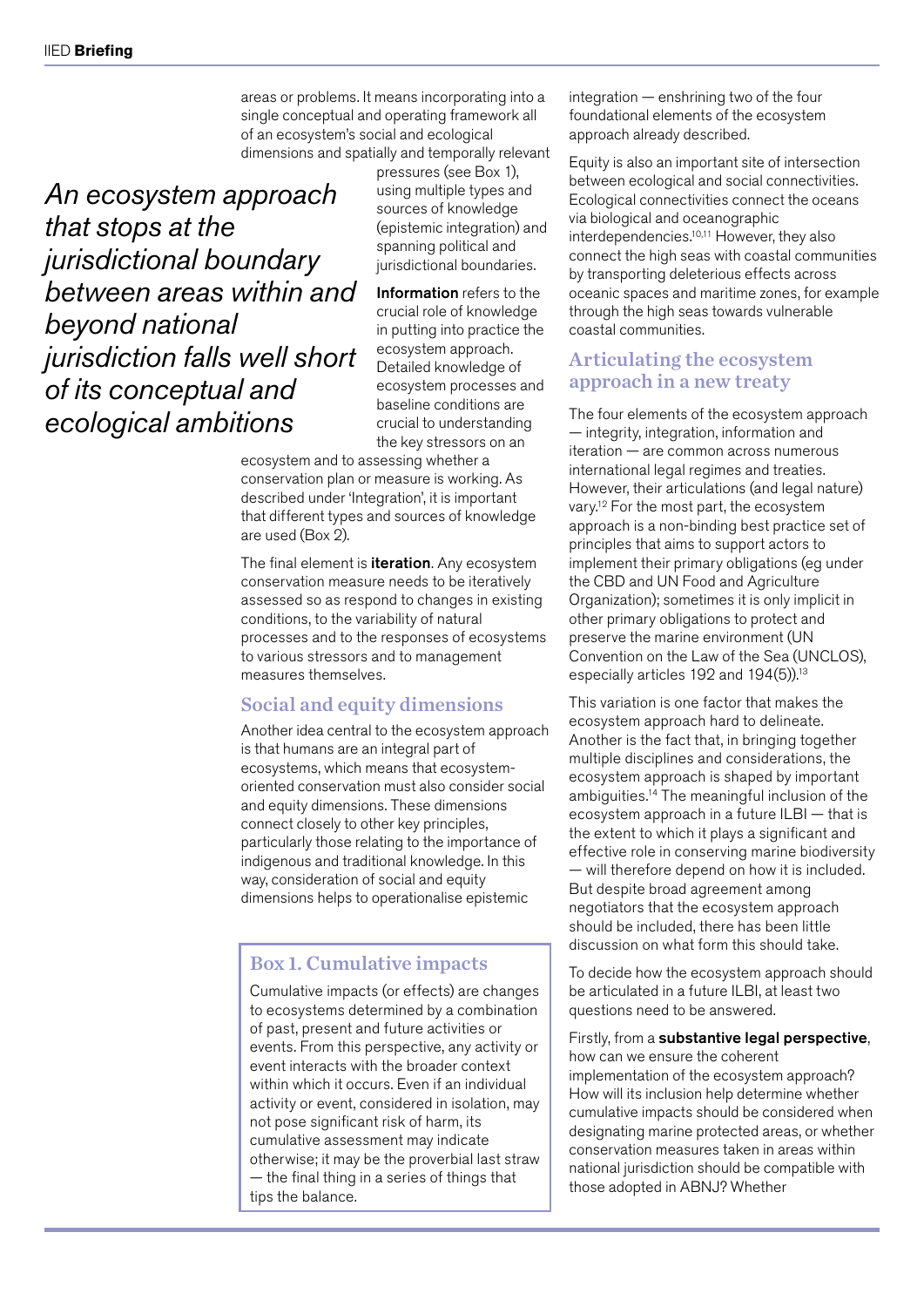areas or problems. It means incorporating into a single conceptual and operating framework all of an ecosystem's social and ecological dimensions and spatially and temporally relevant pressures (see Box 1), using multiple types and sources of knowledge (epistemic integration) and spanning political and jurisdictional boundaries.

*An ecosystem approach that stops at the jurisdictional boundary between areas within and beyond national jurisdiction falls well short of its conceptual and ecological ambitions*

**Information** refers to the crucial role of knowledge in putting into practice the ecosystem approach. Detailed knowledge of ecosystem processes and baseline conditions are crucial to understanding the key stressors on an ecosystem and to assessing whether a conservation plan or measure is working. As described under 'Integration', it is important that different types and sources of knowledge are used (Box 2).

The final element is **iteration**. Any ecosystem conservation measure needs to be iteratively assessed so as respond to changes in existing conditions, to the variability of natural processes and to the responses of ecosystems to various stressors and to management measures themselves.

## Social and equity dimensions

Another idea central to the ecosystem approach is that humans are an integral part of ecosystems, which means that ecosystem-oriented conservation must also consider social and equity dimensions. These dimensions connect closely to other key principles, particularly those relating to the importance of indigenous and traditional knowledge. In this way, consideration of social and equity dimensions helps to operationalise epistemic integration — enshrining two of the four foundational elements of the ecosystem approach already described.

Equity is also an important site of intersection between ecological and social connectivities. Ecological connectivities connect the oceans via biological and oceanographic interdependencies.[10,11] However, they also connect the high seas with coastal communities by transporting deleterious effects across oceanic spaces and maritime zones, for example through the high seas towards vulnerable coastal communities.

### Box 1. Cumulative impacts

Cumulative impacts (or effects) are changes to ecosystems determined by a combination of past, present and future activities or events. From this perspective, any activity or event interacts with the broader context within which it occurs. Even if an individual activity or event, considered in isolation, may not pose significant risk of harm, its cumulative assessment may indicate otherwise; it may be the proverbial last straw — the final thing in a series of things that tips the balance.

## Articulating the ecosystem approach in a new treaty

The four elements of the ecosystem approach — integrity, integration, information and iteration — are common across numerous international legal regimes and treaties. However, their articulations (and legal nature) vary.[12] For the most part, the ecosystem approach is a non-binding best practice set of principles that aims to support actors to implement their primary obligations (eg under the CBD and UN Food and Agriculture Organization); sometimes it is only implicit in other primary obligations to protect and preserve the marine environment (UN Convention on the Law of the Sea (UNCLOS), especially articles 192 and 194(5)).[13]

This variation is one factor that makes the ecosystem approach hard to delineate. Another is the fact that, in bringing together multiple disciplines and considerations, the ecosystem approach is shaped by important ambiguities.[14] The meaningful inclusion of the ecosystem approach in a future ILBI — that is the extent to which it plays a significant and effective role in conserving marine biodiversity — will therefore depend on how it is included. But despite broad agreement among negotiators that the ecosystem approach should be included, there has been little discussion on what form this should take.

To decide how the ecosystem approach should be articulated in a future ILBI, at least two questions need to be answered.

Firstly, from a **substantive legal perspective**, how can we ensure the coherent implementation of the ecosystem approach? How will its inclusion help determine whether cumulative impacts should be considered when designating marine protected areas, or whether conservation measures taken in areas within national jurisdiction should be compatible with those adopted in ABNJ? Whether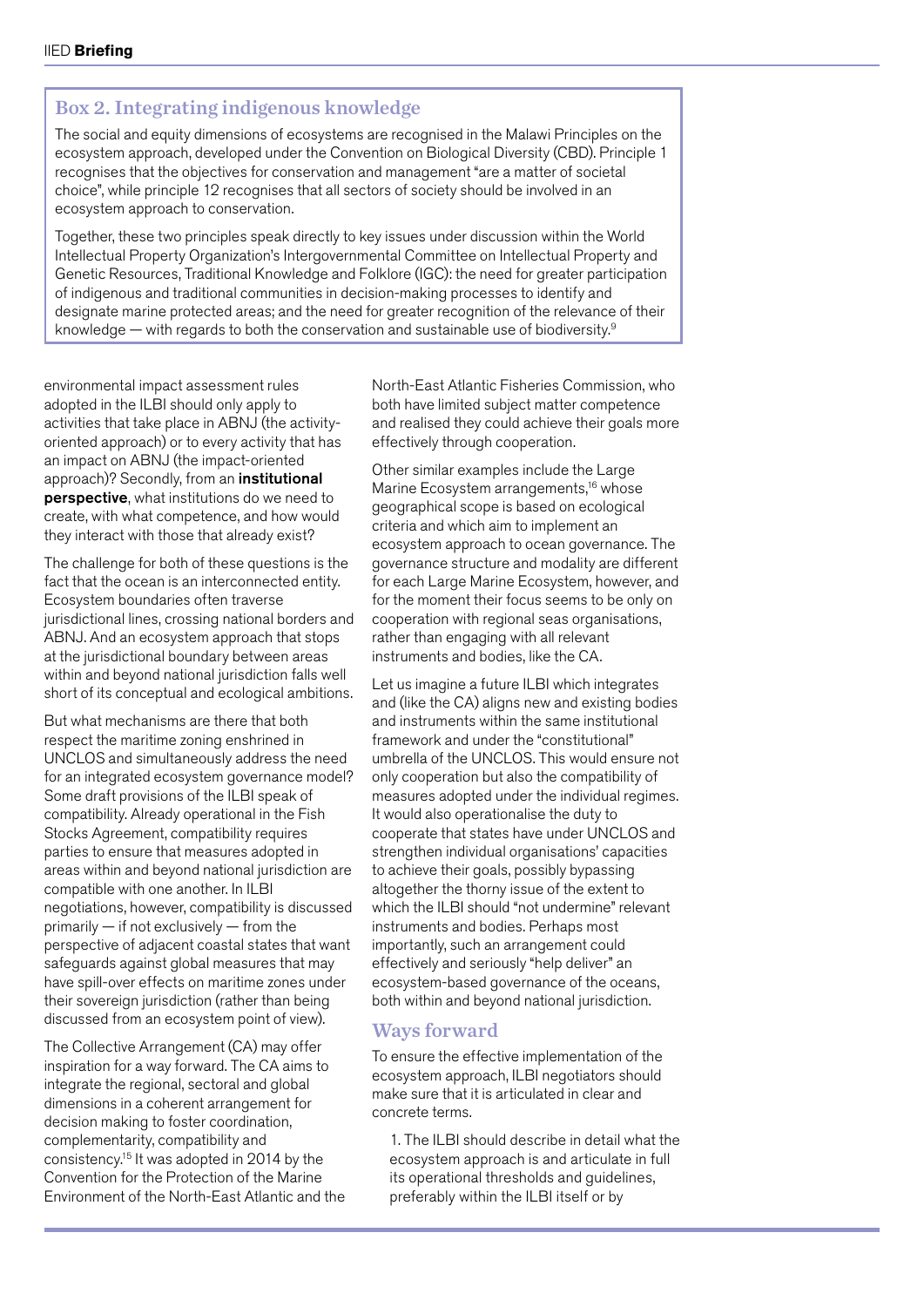### Box 2. Integrating indigenous knowledge

The social and equity dimensions of ecosystems are recognised in the Malawi Principles on the ecosystem approach, developed under the Convention on Biological Diversity (CBD). Principle 1 recognises that the objectives for conservation and management "are a matter of societal choice", while principle 12 recognises that all sectors of society should be involved in an ecosystem approach to conservation.

Together, these two principles speak directly to key issues under discussion within the World Intellectual Property Organization's Intergovernmental Committee on Intellectual Property and Genetic Resources, Traditional Knowledge and Folklore (IGC): the need for greater participation of indigenous and traditional communities in decision-making processes to identify and designate marine protected areas; and the need for greater recognition of the relevance of their knowledge — with regards to both the conservation and sustainable use of biodiversity.[9]

environmental impact assessment rules adopted in the ILBI should only apply to activities that take place in ABNJ (the activity-oriented approach) or to every activity that has an impact on ABNJ (the impact-oriented approach)? Secondly, from an **institutional perspective**, what institutions do we need to create, with what competence, and how would they interact with those that already exist?

The challenge for both of these questions is the fact that the ocean is an interconnected entity. Ecosystem boundaries often traverse jurisdictional lines, crossing national borders and ABNJ. And an ecosystem approach that stops at the jurisdictional boundary between areas within and beyond national jurisdiction falls well short of its conceptual and ecological ambitions.

But what mechanisms are there that both respect the maritime zoning enshrined in UNCLOS and simultaneously address the need for an integrated ecosystem governance model? Some draft provisions of the ILBI speak of compatibility. Already operational in the Fish Stocks Agreement, compatibility requires parties to ensure that measures adopted in areas within and beyond national jurisdiction are compatible with one another. In ILBI negotiations, however, compatibility is discussed primarily — if not exclusively — from the perspective of adjacent coastal states that want safeguards against global measures that may have spill-over effects on maritime zones under their sovereign jurisdiction (rather than being discussed from an ecosystem point of view).

The Collective Arrangement (CA) may offer inspiration for a way forward. The CA aims to integrate the regional, sectoral and global dimensions in a coherent arrangement for decision making to foster coordination, complementarity, compatibility and consistency.[15] It was adopted in 2014 by the Convention for the Protection of the Marine Environment of the North-East Atlantic and the North-East Atlantic Fisheries Commission, who both have limited subject matter competence and realised they could achieve their goals more effectively through cooperation.

Other similar examples include the Large Marine Ecosystem arrangements,[16] whose geographical scope is based on ecological criteria and which aim to implement an ecosystem approach to ocean governance. The governance structure and modality are different for each Large Marine Ecosystem, however, and for the moment their focus seems to be only on cooperation with regional seas organisations, rather than engaging with all relevant instruments and bodies, like the CA.

Let us imagine a future ILBI which integrates and (like the CA) aligns new and existing bodies and instruments within the same institutional framework and under the "constitutional" umbrella of the UNCLOS. This would ensure not only cooperation but also the compatibility of measures adopted under the individual regimes. It would also operationalise the duty to cooperate that states have under UNCLOS and strengthen individual organisations' capacities to achieve their goals, possibly bypassing altogether the thorny issue of the extent to which the ILBI should "not undermine" relevant instruments and bodies. Perhaps most importantly, such an arrangement could effectively and seriously "help deliver" an ecosystem-based governance of the oceans, both within and beyond national jurisdiction.

## Ways forward

To ensure the effective implementation of the ecosystem approach, ILBI negotiators should make sure that it is articulated in clear and concrete terms.

1. The ILBI should describe in detail what the ecosystem approach is and articulate in full its operational thresholds and guidelines, preferably within the ILBI itself or by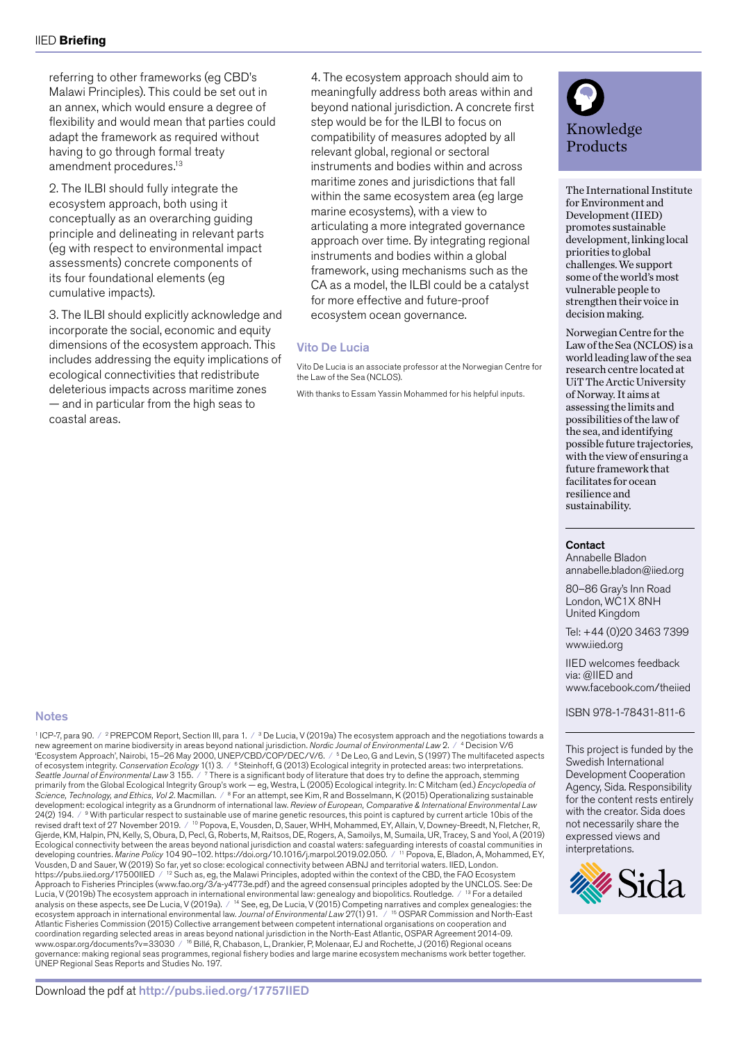referring to other frameworks (eg CBD's Malawi Principles). This could be set out in an annex, which would ensure a degree of flexibility and would mean that parties could adapt the framework as required without having to go through formal treaty amendment procedures.[13]

2. The ILBI should fully integrate the ecosystem approach, both using it conceptually as an overarching guiding principle and delineating in relevant parts (eg with respect to environmental impact assessments) concrete components of its four foundational elements (eg cumulative impacts).

3. The ILBI should explicitly acknowledge and incorporate the social, economic and equity dimensions of the ecosystem approach. This includes addressing the equity implications of ecological connectivities that redistribute deleterious impacts across maritime zones — and in particular from the high seas to coastal areas.

4. The ecosystem approach should aim to meaningfully address both areas within and beyond national jurisdiction. A concrete first step would be for the ILBI to focus on compatibility of measures adopted by all relevant global, regional or sectoral instruments and bodies within and across maritime zones and jurisdictions that fall within the same ecosystem area (eg large marine ecosystems), with a view to articulating a more integrated governance approach over time. By integrating regional instruments and bodies within a global framework, using mechanisms such as the CA as a model, the ILBI could be a catalyst for more effective and future-proof ecosystem ocean governance.

**Vito De Lucia**

Vito De Lucia is an associate professor at the Norwegian Centre for the Law of the Sea (NCLOS).

With thanks to Essam Yassin Mohammed for his helpful inputs.

## Knowledge Products

The International Institute for Environment and Development (IIED) promotes sustainable development, linking local priorities to global challenges. We support some of the world's most vulnerable people to strengthen their voice in decision making.

Norwegian Centre for the Law of the Sea (NCLOS) is a world leading law of the sea research centre located at UiT The Arctic University of Norway. It aims at assessing the limits and possibilities of the law of the sea, and identifying possible future trajectories, with the view of ensuring a future framework that facilitates for ocean resilience and sustainability.

**Contact**
Annabelle Bladon
annabelle.bladon@iied.org

80–86 Gray's Inn Road
London, WC1X 8NH
United Kingdom

Tel: +44 (0)20 3463 7399
www.iied.org

IIED welcomes feedback via: @IIED and www.facebook.com/theiied

ISBN 978-1-78431-811-6

This project is funded by the Swedish International Development Cooperation Agency, Sida. Responsibility for the content rests entirely with the creator. Sida does not necessarily share the expressed views and interpretations.

### Notes

[1] ICP-7, para 90. / [2] PREPCOM Report, Section III, para 1. / [3] De Lucia, V (2019a) The ecosystem approach and the negotiations towards a new agreement on marine biodiversity in areas beyond national jurisdiction. *Nordic Journal of Environmental Law* 2. / [4] Decision V/6 'Ecosystem Approach', Nairobi, 15–26 May 2000, UNEP/CBD/COP/DEC/V/6. / [5] De Leo, G and Levin, S (1997) The multifaceted aspects of ecosystem integrity. *Conservation Ecology* 1(1) 3. / [6] Steinhoff, G (2013) Ecological integrity in protected areas: two interpretations. *Seattle Journal of Environmental Law* 3 155. / [7] There is a significant body of literature that does try to define the approach, stemming primarily from the Global Ecological Integrity Group's work — eg, Westra, L (2005) Ecological integrity. In: C Mitcham (ed.) *Encyclopedia of Science, Technology, and Ethics, Vol 2*. Macmillan. / [8] For an attempt, see Kim, R and Bosselmann, K (2015) Operationalizing sustainable development: ecological integrity as a Grundnorm of international law. *Review of European, Comparative & International Environmental Law* 24(2) 194. / [9] With particular respect to sustainable use of marine genetic resources, this point is captured by current article 10bis of the revised draft text of 27 November 2019. / [10] Popova, E, Vousden, D, Sauer, WHH, Mohammed, EY, Allain, V, Downey-Breedt, N, Fletcher, R, Gjerde, KM, Halpin, PN, Kelly, S, Obura, D, Pecl, G, Roberts, M, Raitsos, DE, Rogers, A, Samoilys, M, Sumaila, UR, Tracey, S and Yool, A (2019) Ecological connectivity between the areas beyond national jurisdiction and coastal waters: safeguarding interests of coastal communities in developing countries. *Marine Policy* 104 90–102. https://doi.org/10.1016/j.marpol.2019.02.050. / [11] Popova, E, Bladon, A, Mohammed, EY, Vousden, D and Sauer, W (2019) So far, yet so close: ecological connectivity between ABNJ and territorial waters. IIED, London. https://pubs.iied.org/17500IIED / [12] Such as, eg, the Malawi Principles, adopted within the context of the CBD, the FAO Ecosystem Approach to Fisheries Principles (www.fao.org/3/a-y4773e.pdf) and the agreed consensual principles adopted by the UNCLOS. See: De Lucia, V (2019b) The ecosystem approach in international environmental law: genealogy and biopolitics. Routledge. / [13] For a detailed analysis on these aspects, see De Lucia, V (2019a). / [14] See, eg, De Lucia, V (2015) Competing narratives and complex genealogies: the ecosystem approach in international environmental law. *Journal of Environmental Law* 27(1) 91. / [15] OSPAR Commission and North-East Atlantic Fisheries Commission (2015) Collective arrangement between competent international organisations on cooperation and coordination regarding selected areas in areas beyond national jurisdiction in the North-East Atlantic, OSPAR Agreement 2014-09. www.ospar.org/documents?v=33030 / [16] Billé, R, Chabason, L, Drankier, P, Molenaar, EJ and Rochette, J (2016) Regional oceans governance: making regional seas programmes, regional fishery bodies and large marine ecosystem mechanisms work better together. UNEP Regional Seas Reports and Studies No. 197.

Download the pdf at http://pubs.iied.org/17757IIED